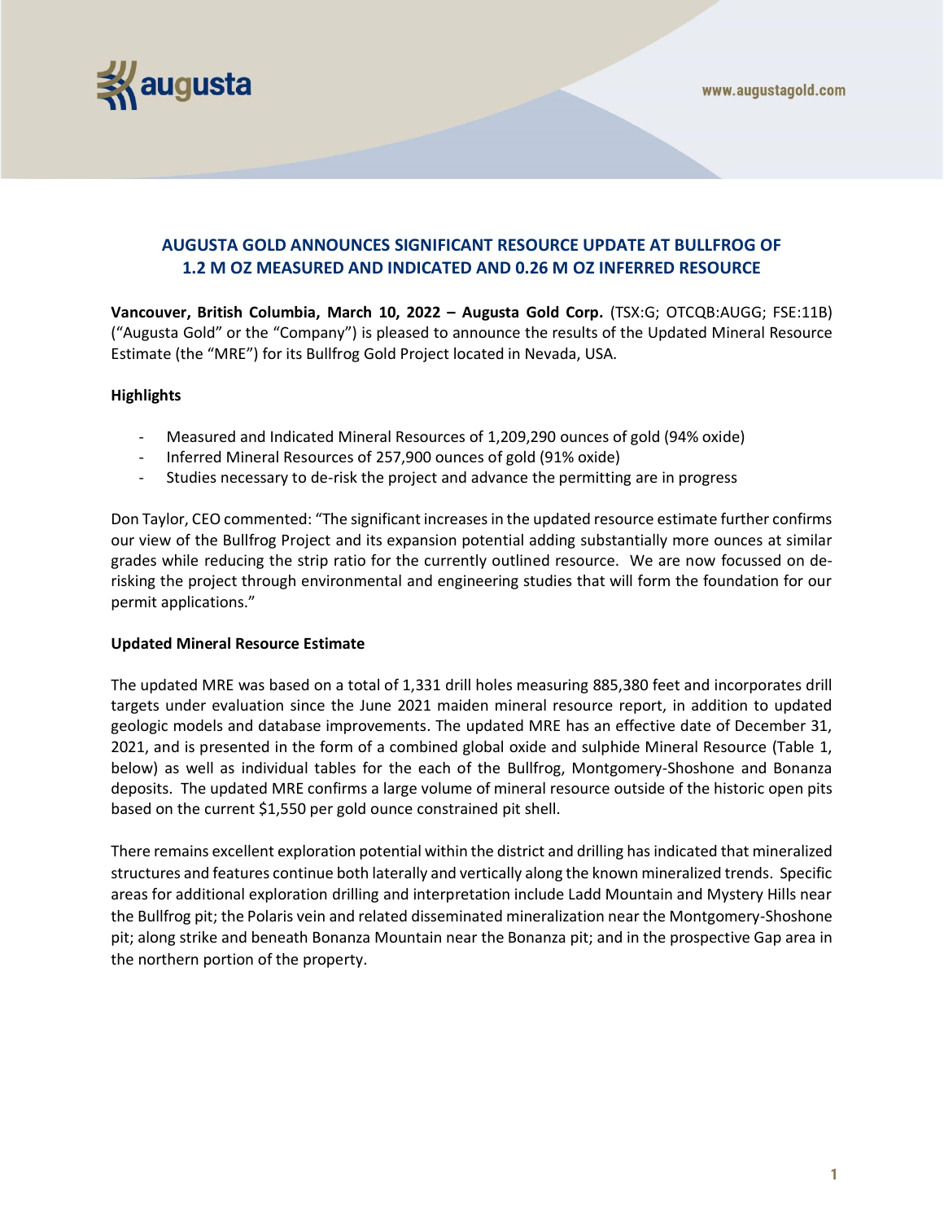# AUGUSTA GOLD ANNOUNCES SIGNIFICANT RESOURCE UPDATE AT BULLFROG OF 1.2 M OZ MEASURED AND INDICATED AND 0.26 M OZ INFERRED RESOURCE

**Vancouver, British Columbia, March 10, 2022 – Augusta Gold Corp.** (TSX:G; OTCQB:AUGG; FSE:11B) ("Augusta Gold" or the "Company") is pleased to announce the results of the Updated Mineral Resource Estimate (the "MRE") for its Bullfrog Gold Project located in Nevada, USA.

**Highlights**

- Measured and Indicated Mineral Resources of 1,209,290 ounces of gold (94% oxide)
- Inferred Mineral Resources of 257,900 ounces of gold (91% oxide)
- Studies necessary to de-risk the project and advance the permitting are in progress

Don Taylor, CEO commented: "The significant increases in the updated resource estimate further confirms our view of the Bullfrog Project and its expansion potential adding substantially more ounces at similar grades while reducing the strip ratio for the currently outlined resource. We are now focussed on de-risking the project through environmental and engineering studies that will form the foundation for our permit applications."

**Updated Mineral Resource Estimate**

The updated MRE was based on a total of 1,331 drill holes measuring 885,380 feet and incorporates drill targets under evaluation since the June 2021 maiden mineral resource report, in addition to updated geologic models and database improvements. The updated MRE has an effective date of December 31, 2021, and is presented in the form of a combined global oxide and sulphide Mineral Resource (Table 1, below) as well as individual tables for the each of the Bullfrog, Montgomery-Shoshone and Bonanza deposits. The updated MRE confirms a large volume of mineral resource outside of the historic open pits based on the current $1,550 per gold ounce constrained pit shell.

There remains excellent exploration potential within the district and drilling has indicated that mineralized structures and features continue both laterally and vertically along the known mineralized trends. Specific areas for additional exploration drilling and interpretation include Ladd Mountain and Mystery Hills near the Bullfrog pit; the Polaris vein and related disseminated mineralization near the Montgomery-Shoshone pit; along strike and beneath Bonanza Mountain near the Bonanza pit; and in the prospective Gap area in the northern portion of the property.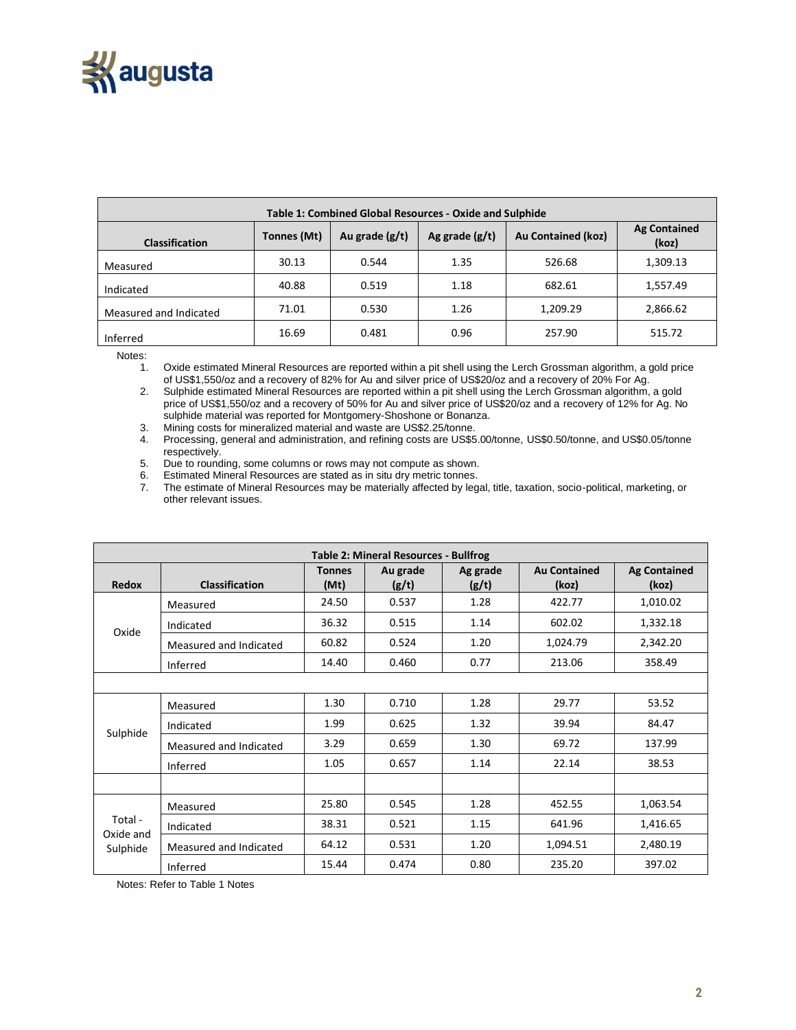| Table 1: Combined Global Resources - Oxide and Sulphide | | | | | |
|---|---|---|---|---|---|
| Classification | Tonnes (Mt) | Au grade (g/t) | Ag grade (g/t) | Au Contained (koz) | Ag Contained (koz) |
| Measured | 30.13 | 0.544 | 1.35 | 526.68 | 1,309.13 |
| Indicated | 40.88 | 0.519 | 1.18 | 682.61 | 1,557.49 |
| Measured and Indicated | 71.01 | 0.530 | 1.26 | 1,209.29 | 2,866.62 |
| Inferred | 16.69 | 0.481 | 0.96 | 257.90 | 515.72 |

Notes:

1. Oxide estimated Mineral Resources are reported within a pit shell using the Lerch Grossman algorithm, a gold price of US$1,550/oz and a recovery of 82% for Au and silver price of US$20/oz and a recovery of 20% For Ag.
2. Sulphide estimated Mineral Resources are reported within a pit shell using the Lerch Grossman algorithm, a gold price of US$1,550/oz and a recovery of 50% for Au and silver price of US$20/oz and a recovery of 12% for Ag. No sulphide material was reported for Montgomery-Shoshone or Bonanza.
3. Mining costs for mineralized material and waste are US$2.25/tonne.
4. Processing, general and administration, and refining costs are US$5.00/tonne, US$0.50/tonne, and US$0.05/tonne respectively.
5. Due to rounding, some columns or rows may not compute as shown.
6. Estimated Mineral Resources are stated as in situ dry metric tonnes.
7. The estimate of Mineral Resources may be materially affected by legal, title, taxation, socio-political, marketing, or other relevant issues.

| Table 2: Mineral Resources - Bullfrog | | | | | | |
|---|---|---|---|---|---|---|
| Redox | Classification | Tonnes (Mt) | Au grade (g/t) | Ag grade (g/t) | Au Contained (koz) | Ag Contained (koz) |
| Oxide | Measured | 24.50 | 0.537 | 1.28 | 422.77 | 1,010.02 |
| | Indicated | 36.32 | 0.515 | 1.14 | 602.02 | 1,332.18 |
| | Measured and Indicated | 60.82 | 0.524 | 1.20 | 1,024.79 | 2,342.20 |
| | Inferred | 14.40 | 0.460 | 0.77 | 213.06 | 358.49 |
| | | | | | | |
| Sulphide | Measured | 1.30 | 0.710 | 1.28 | 29.77 | 53.52 |
| | Indicated | 1.99 | 0.625 | 1.32 | 39.94 | 84.47 |
| | Measured and Indicated | 3.29 | 0.659 | 1.30 | 69.72 | 137.99 |
| | Inferred | 1.05 | 0.657 | 1.14 | 22.14 | 38.53 |
| | | | | | | |
| Total - Oxide and Sulphide | Measured | 25.80 | 0.545 | 1.28 | 452.55 | 1,063.54 |
| | Indicated | 38.31 | 0.521 | 1.15 | 641.96 | 1,416.65 |
| | Measured and Indicated | 64.12 | 0.531 | 1.20 | 1,094.51 | 2,480.19 |
| | Inferred | 15.44 | 0.474 | 0.80 | 235.20 | 397.02 |

Notes: Refer to Table 1 Notes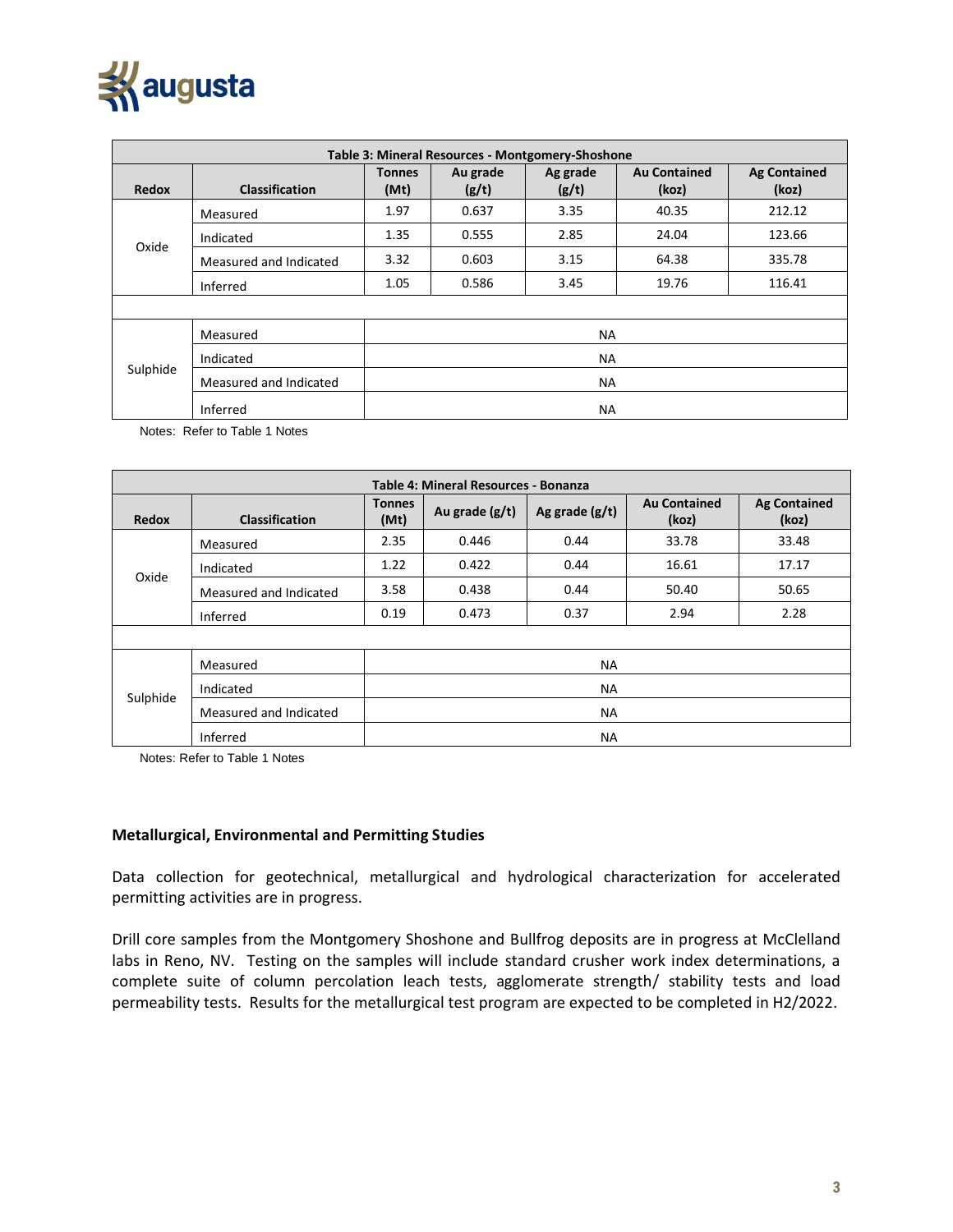| Table 3: Mineral Resources - Montgomery-Shoshone | | | | | | |
|---|---|---|---|---|---|---|
| Redox | Classification | Tonnes (Mt) | Au grade (g/t) | Ag grade (g/t) | Au Contained (koz) | Ag Contained (koz) |
| Oxide | Measured | 1.97 | 0.637 | 3.35 | 40.35 | 212.12 |
| | Indicated | 1.35 | 0.555 | 2.85 | 24.04 | 123.66 |
| | Measured and Indicated | 3.32 | 0.603 | 3.15 | 64.38 | 335.78 |
| | Inferred | 1.05 | 0.586 | 3.45 | 19.76 | 116.41 |
| | | | | | | |
| Sulphide | Measured | NA | | | | |
| | Indicated | NA | | | | |
| | Measured and Indicated | NA | | | | |
| | Inferred | NA | | | | |

Notes: Refer to Table 1 Notes

| Table 4: Mineral Resources - Bonanza | | | | | | |
|---|---|---|---|---|---|---|
| Redox | Classification | Tonnes (Mt) | Au grade (g/t) | Ag grade (g/t) | Au Contained (koz) | Ag Contained (koz) |
| Oxide | Measured | 2.35 | 0.446 | 0.44 | 33.78 | 33.48 |
| | Indicated | 1.22 | 0.422 | 0.44 | 16.61 | 17.17 |
| | Measured and Indicated | 3.58 | 0.438 | 0.44 | 50.40 | 50.65 |
| | Inferred | 0.19 | 0.473 | 0.37 | 2.94 | 2.28 |
| | | | | | | |
| Sulphide | Measured | NA | | | | |
| | Indicated | NA | | | | |
| | Measured and Indicated | NA | | | | |
| | Inferred | NA | | | | |

Notes: Refer to Table 1 Notes

**Metallurgical, Environmental and Permitting Studies**

Data collection for geotechnical, metallurgical and hydrological characterization for accelerated permitting activities are in progress.

Drill core samples from the Montgomery Shoshone and Bullfrog deposits are in progress at McClelland labs in Reno, NV. Testing on the samples will include standard crusher work index determinations, a complete suite of column percolation leach tests, agglomerate strength/ stability tests and load permeability tests. Results for the metallurgical test program are expected to be completed in H2/2022.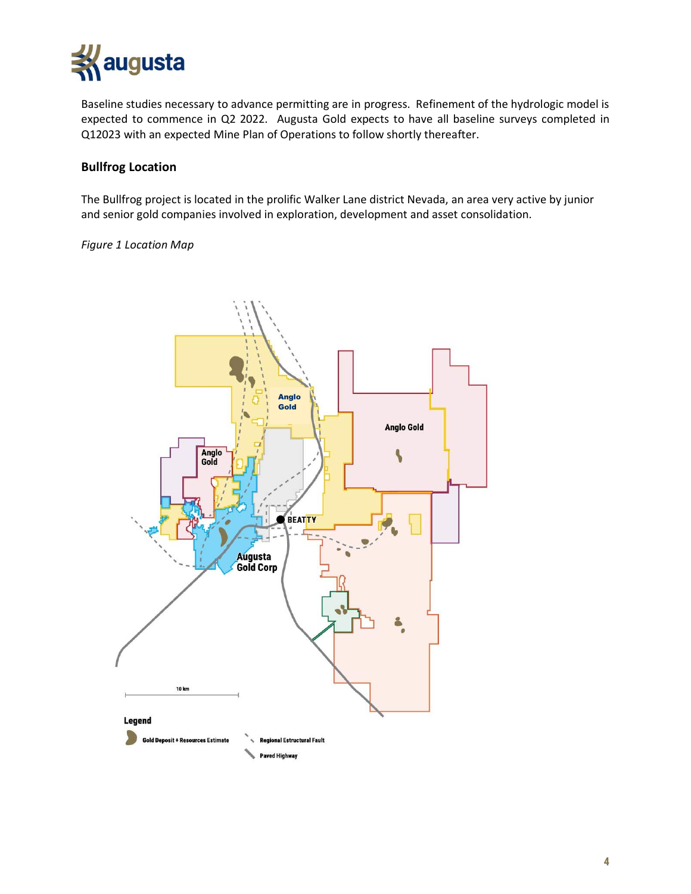Baseline studies necessary to advance permitting are in progress. Refinement of the hydrologic model is expected to commence in Q2 2022. Augusta Gold expects to have all baseline surveys completed in Q12023 with an expected Mine Plan of Operations to follow shortly thereafter.

### Bullfrog Location

The Bullfrog project is located in the prolific Walker Lane district Nevada, an area very active by junior and senior gold companies involved in exploration, development and asset consolidation.

*Figure 1 Location Map*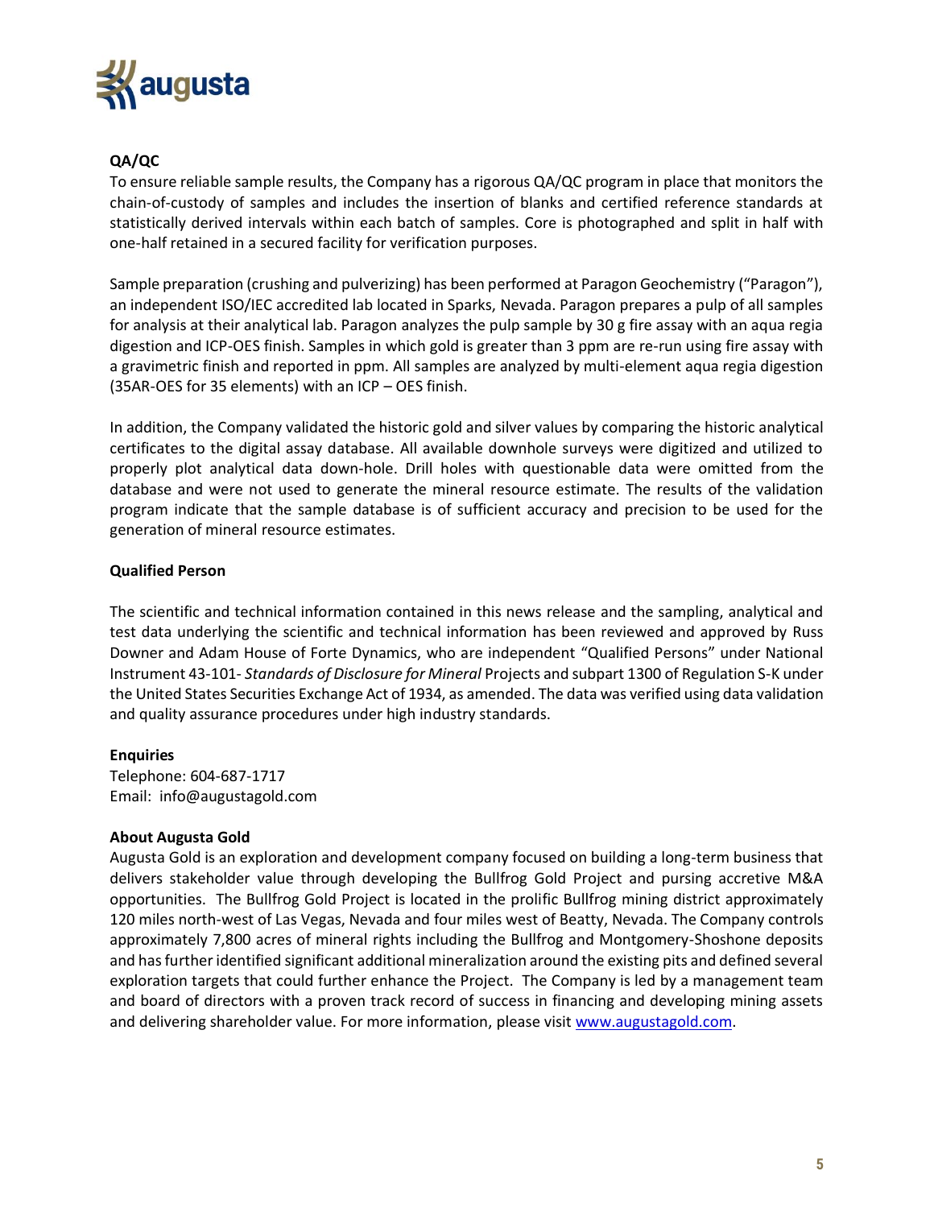**QA/QC**

To ensure reliable sample results, the Company has a rigorous QA/QC program in place that monitors the chain-of-custody of samples and includes the insertion of blanks and certified reference standards at statistically derived intervals within each batch of samples. Core is photographed and split in half with one-half retained in a secured facility for verification purposes.

Sample preparation (crushing and pulverizing) has been performed at Paragon Geochemistry ("Paragon"), an independent ISO/IEC accredited lab located in Sparks, Nevada. Paragon prepares a pulp of all samples for analysis at their analytical lab. Paragon analyzes the pulp sample by 30 g fire assay with an aqua regia digestion and ICP-OES finish. Samples in which gold is greater than 3 ppm are re-run using fire assay with a gravimetric finish and reported in ppm. All samples are analyzed by multi-element aqua regia digestion (35AR-OES for 35 elements) with an ICP – OES finish.

In addition, the Company validated the historic gold and silver values by comparing the historic analytical certificates to the digital assay database. All available downhole surveys were digitized and utilized to properly plot analytical data down-hole. Drill holes with questionable data were omitted from the database and were not used to generate the mineral resource estimate. The results of the validation program indicate that the sample database is of sufficient accuracy and precision to be used for the generation of mineral resource estimates.

**Qualified Person**

The scientific and technical information contained in this news release and the sampling, analytical and test data underlying the scientific and technical information has been reviewed and approved by Russ Downer and Adam House of Forte Dynamics, who are independent "Qualified Persons" under National Instrument 43-101- *Standards of Disclosure for Mineral* Projects and subpart 1300 of Regulation S-K under the United States Securities Exchange Act of 1934, as amended. The data was verified using data validation and quality assurance procedures under high industry standards.

**Enquiries**

Telephone: 604-687-1717
Email: info@augustagold.com

**About Augusta Gold**

Augusta Gold is an exploration and development company focused on building a long-term business that delivers stakeholder value through developing the Bullfrog Gold Project and pursing accretive M&A opportunities. The Bullfrog Gold Project is located in the prolific Bullfrog mining district approximately 120 miles north-west of Las Vegas, Nevada and four miles west of Beatty, Nevada. The Company controls approximately 7,800 acres of mineral rights including the Bullfrog and Montgomery-Shoshone deposits and has further identified significant additional mineralization around the existing pits and defined several exploration targets that could further enhance the Project. The Company is led by a management team and board of directors with a proven track record of success in financing and developing mining assets and delivering shareholder value. For more information, please visit [www.augustagold.com](www.augustagold.com).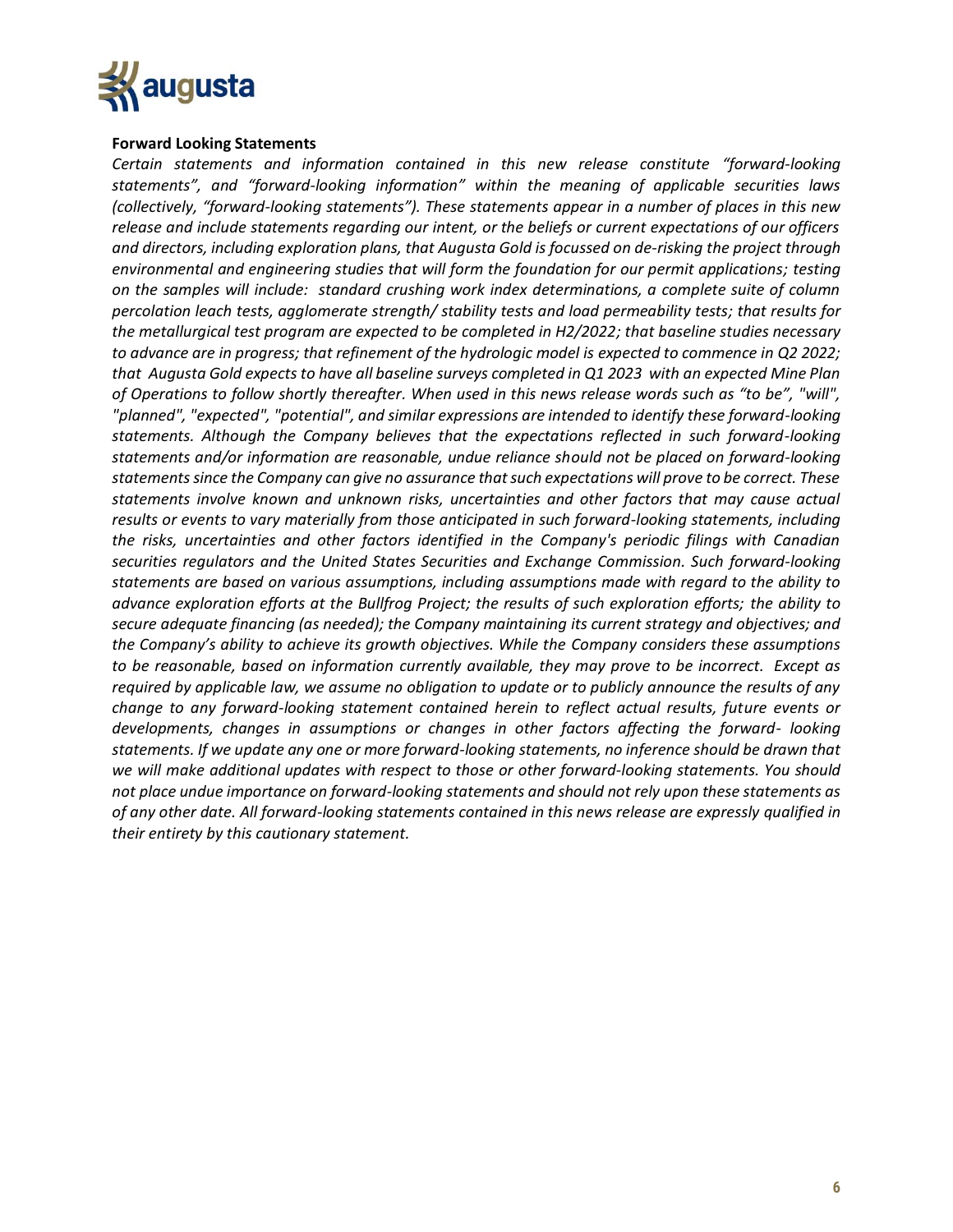**Forward Looking Statements**

*Certain statements and information contained in this new release constitute "forward-looking statements", and "forward-looking information" within the meaning of applicable securities laws (collectively, "forward-looking statements"). These statements appear in a number of places in this new release and include statements regarding our intent, or the beliefs or current expectations of our officers and directors, including exploration plans, that Augusta Gold is focussed on de-risking the project through environmental and engineering studies that will form the foundation for our permit applications; testing on the samples will include: standard crushing work index determinations, a complete suite of column percolation leach tests, agglomerate strength/ stability tests and load permeability tests; that results for the metallurgical test program are expected to be completed in H2/2022; that baseline studies necessary to advance are in progress; that refinement of the hydrologic model is expected to commence in Q2 2022; that Augusta Gold expects to have all baseline surveys completed in Q1 2023 with an expected Mine Plan of Operations to follow shortly thereafter. When used in this news release words such as "to be", "will", "planned", "expected", "potential", and similar expressions are intended to identify these forward-looking statements. Although the Company believes that the expectations reflected in such forward-looking statements and/or information are reasonable, undue reliance should not be placed on forward-looking statements since the Company can give no assurance that such expectations will prove to be correct. These statements involve known and unknown risks, uncertainties and other factors that may cause actual results or events to vary materially from those anticipated in such forward-looking statements, including the risks, uncertainties and other factors identified in the Company's periodic filings with Canadian securities regulators and the United States Securities and Exchange Commission. Such forward-looking statements are based on various assumptions, including assumptions made with regard to the ability to advance exploration efforts at the Bullfrog Project; the results of such exploration efforts; the ability to secure adequate financing (as needed); the Company maintaining its current strategy and objectives; and the Company's ability to achieve its growth objectives. While the Company considers these assumptions to be reasonable, based on information currently available, they may prove to be incorrect. Except as required by applicable law, we assume no obligation to update or to publicly announce the results of any change to any forward-looking statement contained herein to reflect actual results, future events or developments, changes in assumptions or changes in other factors affecting the forward- looking statements. If we update any one or more forward-looking statements, no inference should be drawn that we will make additional updates with respect to those or other forward-looking statements. You should not place undue importance on forward-looking statements and should not rely upon these statements as of any other date. All forward-looking statements contained in this news release are expressly qualified in their entirety by this cautionary statement.*